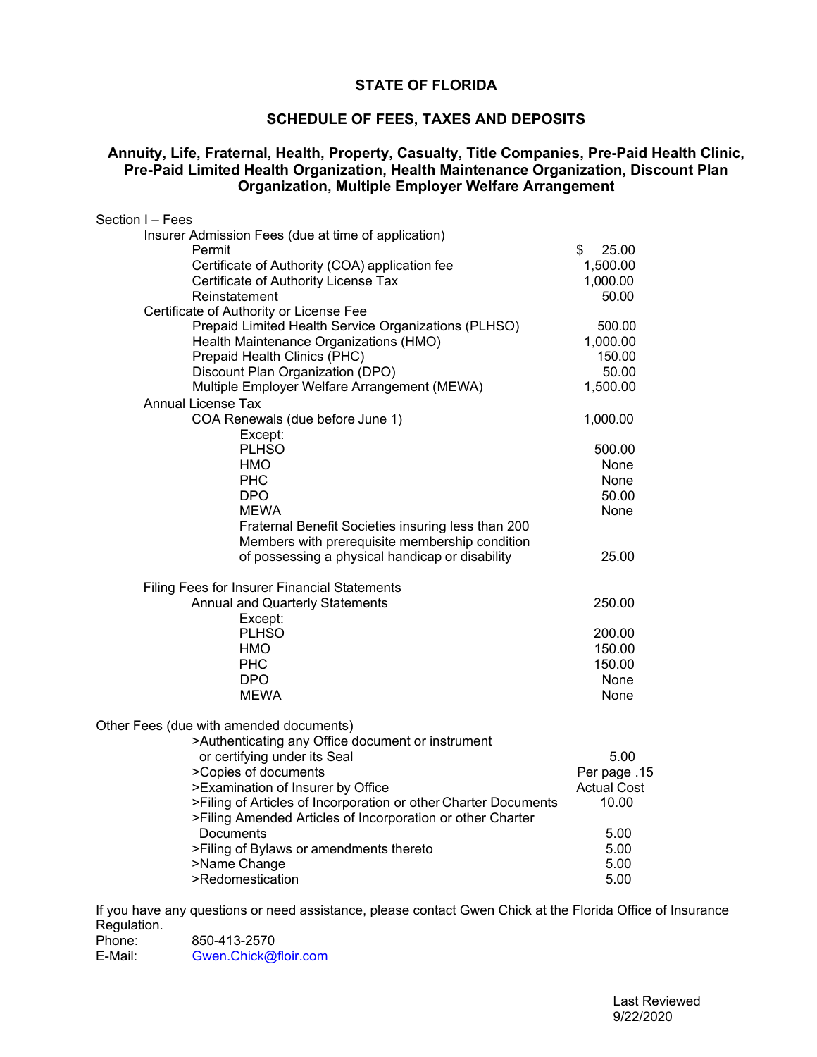# STATE OF FLORIDA

## SCHEDULE OF FEES, TAXES AND DEPOSITS

### Annuity, Life, Fraternal, Health, Property, Casualty, Title Companies, Pre-Paid Health Clinic, Pre-Paid Limited Health Organization, Health Maintenance Organization, Discount Plan Organization, Multiple Employer Welfare Arrangement

Section I – Fees

| Item | Fee |
|---|---|
| **Insurer Admission Fees (due at time of application)** | |
| Permit | $ 25.00 |
| Certificate of Authority (COA) application fee | 1,500.00 |
| Certificate of Authority License Tax | 1,000.00 |
| Reinstatement | 50.00 |
| **Certificate of Authority or License Fee** | |
| Prepaid Limited Health Service Organizations (PLHSO) | 500.00 |
| Health Maintenance Organizations (HMO) | 1,000.00 |
| Prepaid Health Clinics (PHC) | 150.00 |
| Discount Plan Organization (DPO) | 50.00 |
| Multiple Employer Welfare Arrangement (MEWA) | 1,500.00 |
| **Annual License Tax** | |
| COA Renewals (due before June 1) | 1,000.00 |
| Except: | |
| PLHSO | 500.00 |
| HMO | None |
| PHC | None |
| DPO | 50.00 |
| MEWA | None |
| Fraternal Benefit Societies insuring less than 200 Members with prerequisite membership condition of possessing a physical handicap or disability | 25.00 |
| **Filing Fees for Insurer Financial Statements** | |
| Annual and Quarterly Statements | 250.00 |
| Except: | |
| PLHSO | 200.00 |
| HMO | 150.00 |
| PHC | 150.00 |
| DPO | None |
| MEWA | None |

Other Fees (due with amended documents)

| Item | Fee |
|---|---|
| >Authenticating any Office document or instrument or certifying under its Seal | 5.00 |
| >Copies of documents | Per page .15 |
| >Examination of Insurer by Office | Actual Cost |
| >Filing of Articles of Incorporation or other Charter Documents | 10.00 |
| >Filing Amended Articles of Incorporation or other Charter Documents | 5.00 |
| >Filing of Bylaws or amendments thereto | 5.00 |
| >Name Change | 5.00 |
| >Redomestication | 5.00 |

If you have any questions or need assistance, please contact Gwen Chick at the Florida Office of Insurance Regulation.

Phone: 850-413-2570
E-Mail: Gwen.Chick@floir.com

Last Reviewed
9/22/2020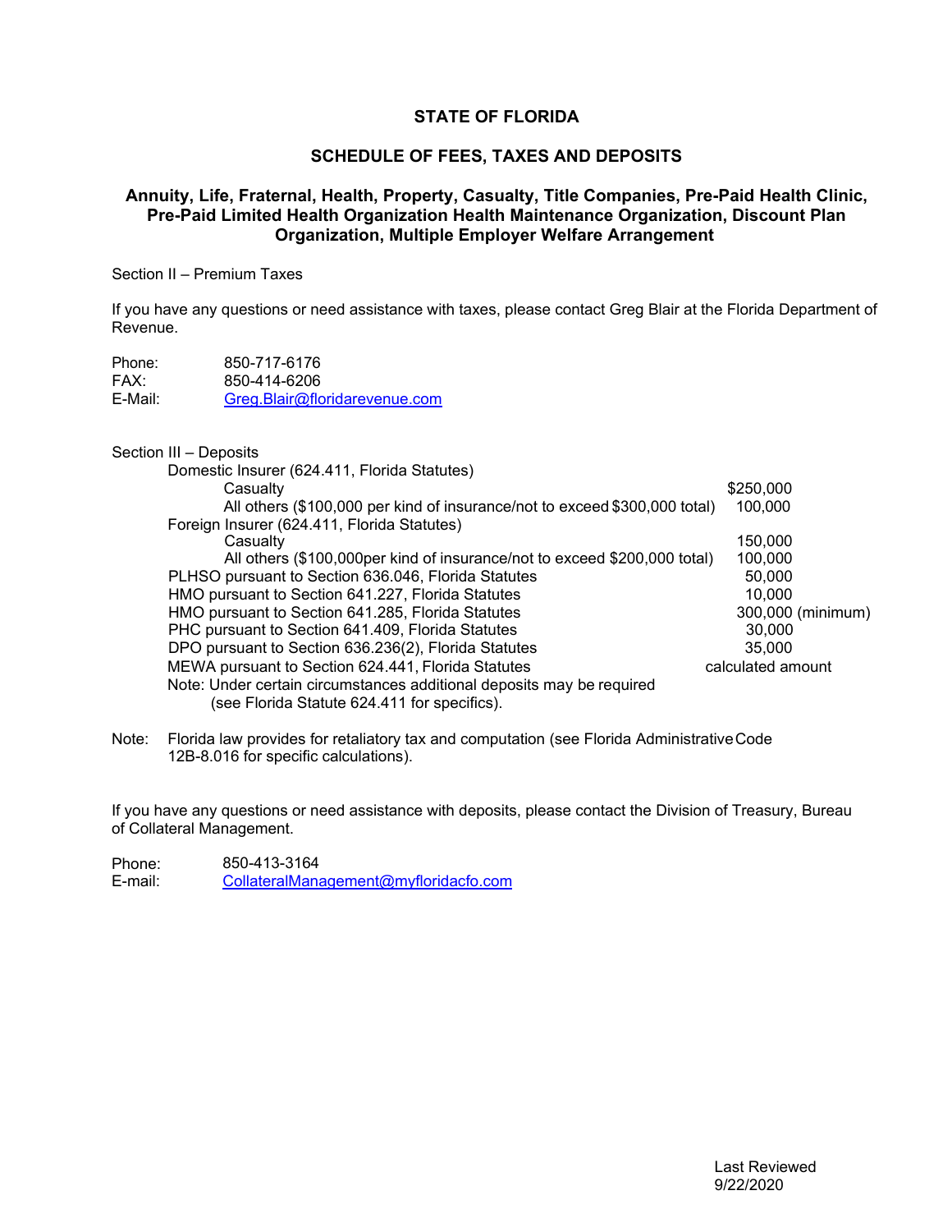**STATE OF FLORIDA**

**SCHEDULE OF FEES, TAXES AND DEPOSITS**

**Annuity, Life, Fraternal, Health, Property, Casualty, Title Companies, Pre-Paid Health Clinic, Pre-Paid Limited Health Organization Health Maintenance Organization, Discount Plan Organization, Multiple Employer Welfare Arrangement**

Section II – Premium Taxes

If you have any questions or need assistance with taxes, please contact Greg Blair at the Florida Department of Revenue.

Phone: 850-717-6176
FAX: 850-414-6206
E-Mail: Greg.Blair@floridarevenue.com

Section III – Deposits

| | |
|---|---|
| Domestic Insurer (624.411, Florida Statutes) | |
| Casualty | $250,000 |
| All others ($100,000 per kind of insurance/not to exceed $300,000 total) | 100,000 |
| Foreign Insurer (624.411, Florida Statutes) | |
| Casualty | 150,000 |
| All others ($100,000per kind of insurance/not to exceed $200,000 total) | 100,000 |
| PLHSO pursuant to Section 636.046, Florida Statutes | 50,000 |
| HMO pursuant to Section 641.227, Florida Statutes | 10,000 |
| HMO pursuant to Section 641.285, Florida Statutes | 300,000 (minimum) |
| PHC pursuant to Section 641.409, Florida Statutes | 30,000 |
| DPO pursuant to Section 636.236(2), Florida Statutes | 35,000 |
| MEWA pursuant to Section 624.441, Florida Statutes | calculated amount |

Note: Under certain circumstances additional deposits may be required (see Florida Statute 624.411 for specifics).

Note: Florida law provides for retaliatory tax and computation (see Florida Administrative Code 12B-8.016 for specific calculations).

If you have any questions or need assistance with deposits, please contact the Division of Treasury, Bureau of Collateral Management.

Phone: 850-413-3164
E-mail: CollateralManagement@myfloridacfo.com

Last Reviewed
9/22/2020